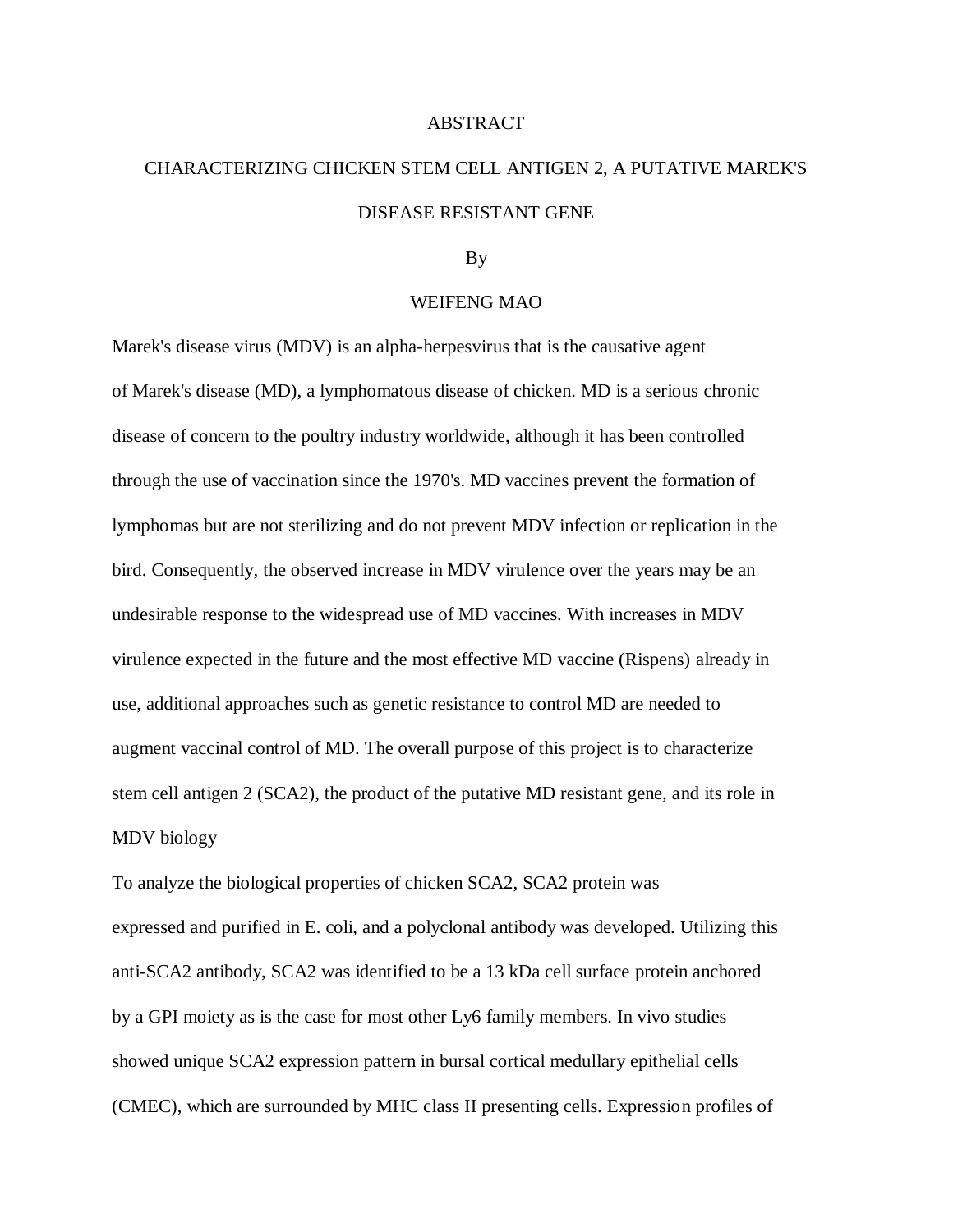# ABSTRACT

## CHARACTERIZING CHICKEN STEM CELL ANTIGEN 2, A PUTATIVE MAREK'S DISEASE RESISTANT GENE

By

WEIFENG MAO

Marek's disease virus (MDV) is an alpha-herpesvirus that is the causative agent of Marek's disease (MD), a lymphomatous disease of chicken. MD is a serious chronic disease of concern to the poultry industry worldwide, although it has been controlled through the use of vaccination since the 1970's. MD vaccines prevent the formation of lymphomas but are not sterilizing and do not prevent MDV infection or replication in the bird. Consequently, the observed increase in MDV virulence over the years may be an undesirable response to the widespread use of MD vaccines. With increases in MDV virulence expected in the future and the most effective MD vaccine (Rispens) already in use, additional approaches such as genetic resistance to control MD are needed to augment vaccinal control of MD. The overall purpose of this project is to characterize stem cell antigen 2 (SCA2), the product of the putative MD resistant gene, and its role in MDV biology

To analyze the biological properties of chicken SCA2, SCA2 protein was expressed and purified in E. coli, and a polyclonal antibody was developed. Utilizing this anti-SCA2 antibody, SCA2 was identified to be a 13 kDa cell surface protein anchored by a GPI moiety as is the case for most other Ly6 family members. In vivo studies showed unique SCA2 expression pattern in bursal cortical medullary epithelial cells (CMEC), which are surrounded by MHC class II presenting cells. Expression profiles of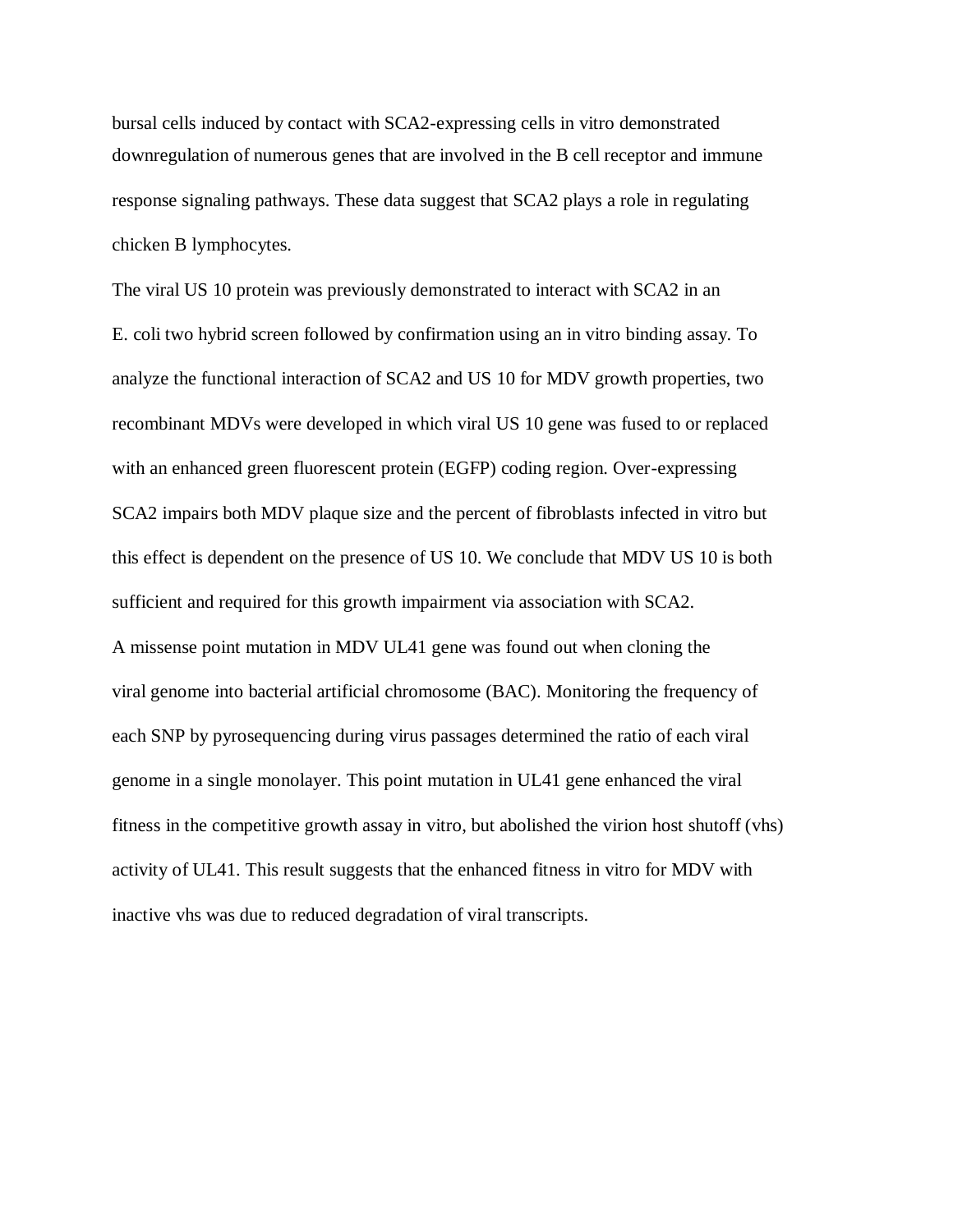bursal cells induced by contact with SCA2-expressing cells in vitro demonstrated downregulation of numerous genes that are involved in the B cell receptor and immune response signaling pathways. These data suggest that SCA2 plays a role in regulating chicken B lymphocytes.

The viral US 10 protein was previously demonstrated to interact with SCA2 in an E. coli two hybrid screen followed by confirmation using an in vitro binding assay. To analyze the functional interaction of SCA2 and US 10 for MDV growth properties, two recombinant MDVs were developed in which viral US 10 gene was fused to or replaced with an enhanced green fluorescent protein (EGFP) coding region. Over-expressing SCA2 impairs both MDV plaque size and the percent of fibroblasts infected in vitro but this effect is dependent on the presence of US 10. We conclude that MDV US 10 is both sufficient and required for this growth impairment via association with SCA2.

A missense point mutation in MDV UL41 gene was found out when cloning the viral genome into bacterial artificial chromosome (BAC). Monitoring the frequency of each SNP by pyrosequencing during virus passages determined the ratio of each viral genome in a single monolayer. This point mutation in UL41 gene enhanced the viral fitness in the competitive growth assay in vitro, but abolished the virion host shutoff (vhs) activity of UL41. This result suggests that the enhanced fitness in vitro for MDV with inactive vhs was due to reduced degradation of viral transcripts.